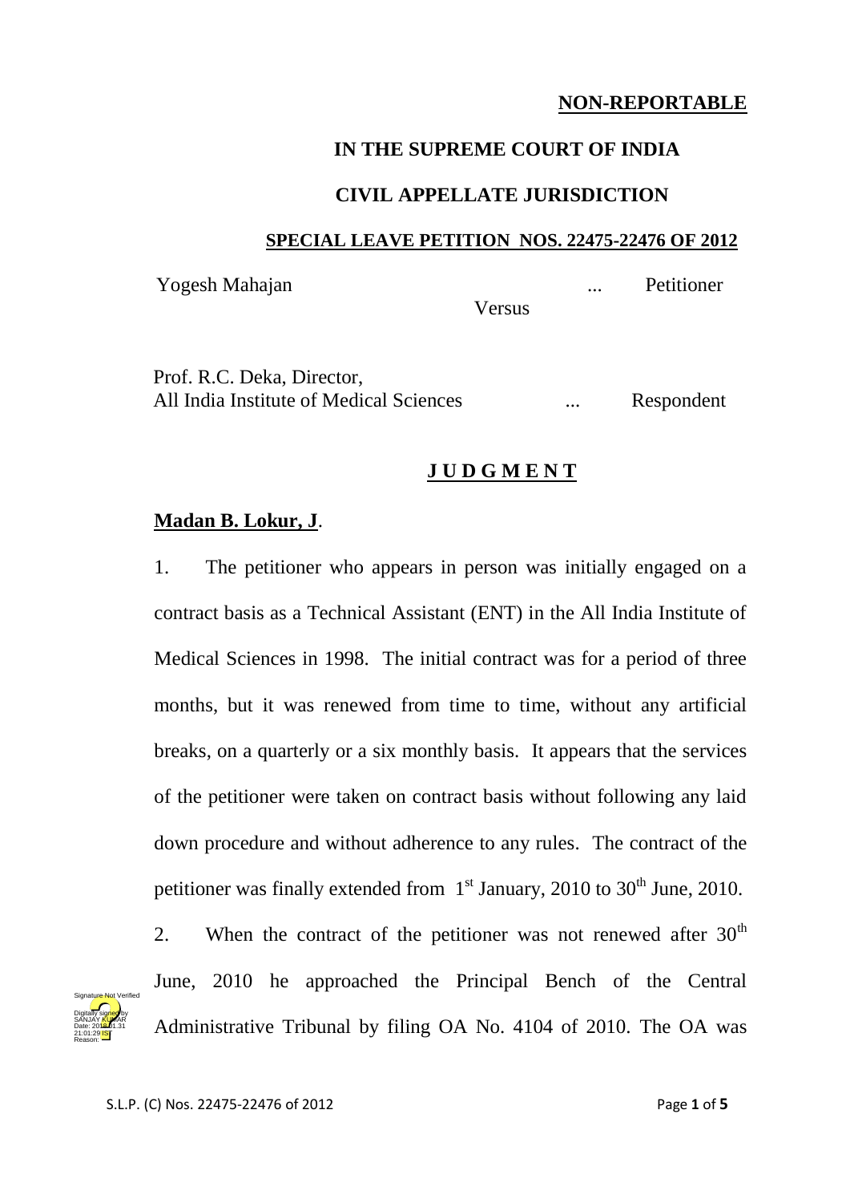**NON-REPORTABLE**

**IN THE SUPREME COURT OF INDIA**

**CIVIL APPELLATE JURISDICTION**

**SPECIAL LEAVE PETITION NOS. 22475-22476 OF 2012**

Yogesh Mahajan ... Petitioner

Versus

Prof. R.C. Deka, Director,
All India Institute of Medical Sciences ... Respondent

**J U D G M E N T**

**Madan B. Lokur, J**.

1. The petitioner who appears in person was initially engaged on a contract basis as a Technical Assistant (ENT) in the All India Institute of Medical Sciences in 1998. The initial contract was for a period of three months, but it was renewed from time to time, without any artificial breaks, on a quarterly or a six monthly basis. It appears that the services of the petitioner were taken on contract basis without following any laid down procedure and without adherence to any rules. The contract of the petitioner was finally extended from 1st January, 2010 to 30th June, 2010.

2. When the contract of the petitioner was not renewed after 30th June, 2010 he approached the Principal Bench of the Central Administrative Tribunal by filing OA No. 4104 of 2010. The OA was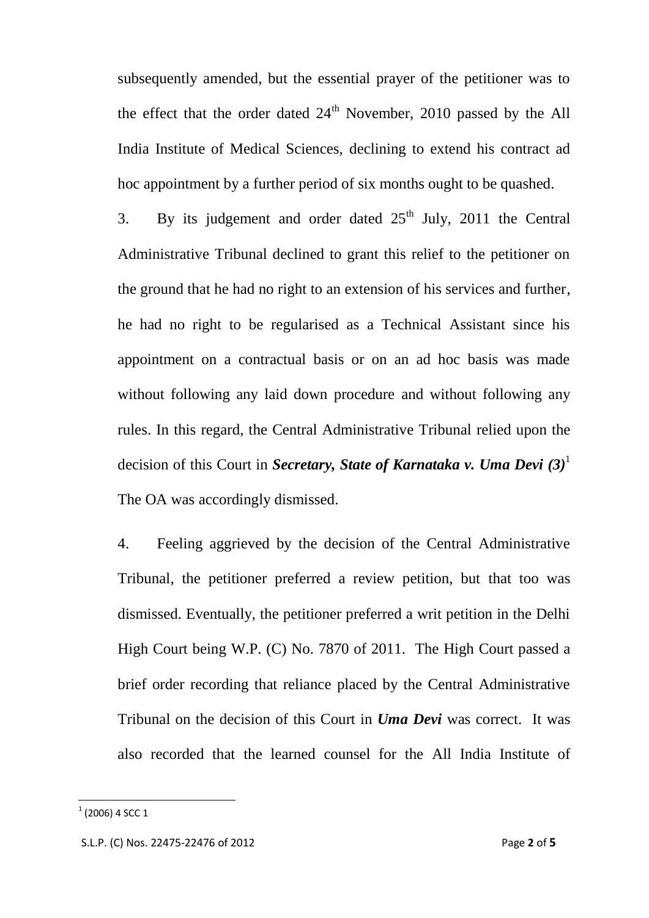subsequently amended, but the essential prayer of the petitioner was to the effect that the order dated 24th November, 2010 passed by the All India Institute of Medical Sciences, declining to extend his contract ad hoc appointment by a further period of six months ought to be quashed.

3. By its judgement and order dated 25th July, 2011 the Central Administrative Tribunal declined to grant this relief to the petitioner on the ground that he had no right to an extension of his services and further, he had no right to be regularised as a Technical Assistant since his appointment on a contractual basis or on an ad hoc basis was made without following any laid down procedure and without following any rules. In this regard, the Central Administrative Tribunal relied upon the decision of this Court in ***Secretary, State of Karnataka v. Uma Devi (3)***[1] The OA was accordingly dismissed.

4. Feeling aggrieved by the decision of the Central Administrative Tribunal, the petitioner preferred a review petition, but that too was dismissed. Eventually, the petitioner preferred a writ petition in the Delhi High Court being W.P. (C) No. 7870 of 2011. The High Court passed a brief order recording that reliance placed by the Central Administrative Tribunal on the decision of this Court in ***Uma Devi*** was correct. It was also recorded that the learned counsel for the All India Institute of

---

[1] (2006) 4 SCC 1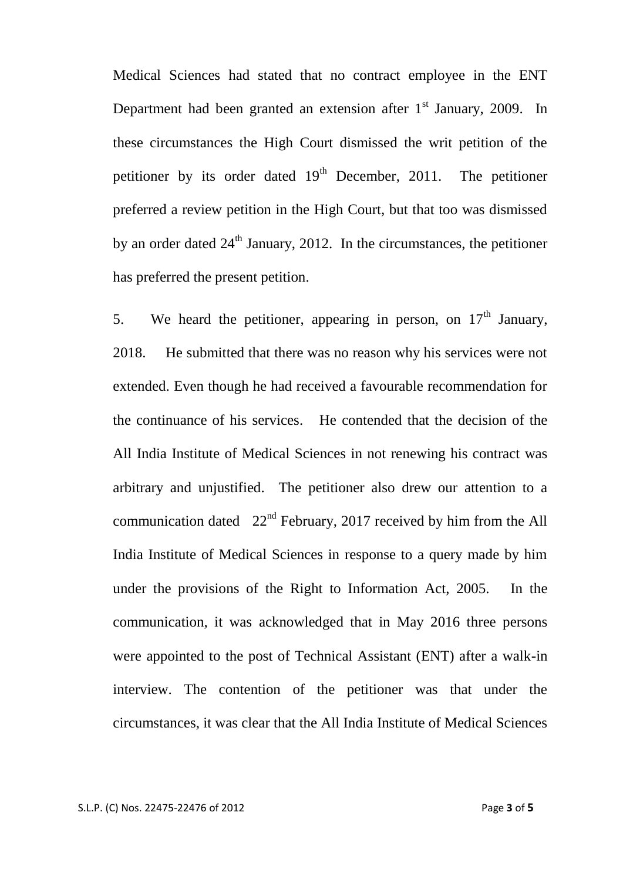Medical Sciences had stated that no contract employee in the ENT Department had been granted an extension after 1st January, 2009. In these circumstances the High Court dismissed the writ petition of the petitioner by its order dated 19th December, 2011. The petitioner preferred a review petition in the High Court, but that too was dismissed by an order dated 24th January, 2012. In the circumstances, the petitioner has preferred the present petition.

5. We heard the petitioner, appearing in person, on 17th January, 2018. He submitted that there was no reason why his services were not extended. Even though he had received a favourable recommendation for the continuance of his services. He contended that the decision of the All India Institute of Medical Sciences in not renewing his contract was arbitrary and unjustified. The petitioner also drew our attention to a communication dated 22nd February, 2017 received by him from the All India Institute of Medical Sciences in response to a query made by him under the provisions of the Right to Information Act, 2005. In the communication, it was acknowledged that in May 2016 three persons were appointed to the post of Technical Assistant (ENT) after a walk-in interview. The contention of the petitioner was that under the circumstances, it was clear that the All India Institute of Medical Sciences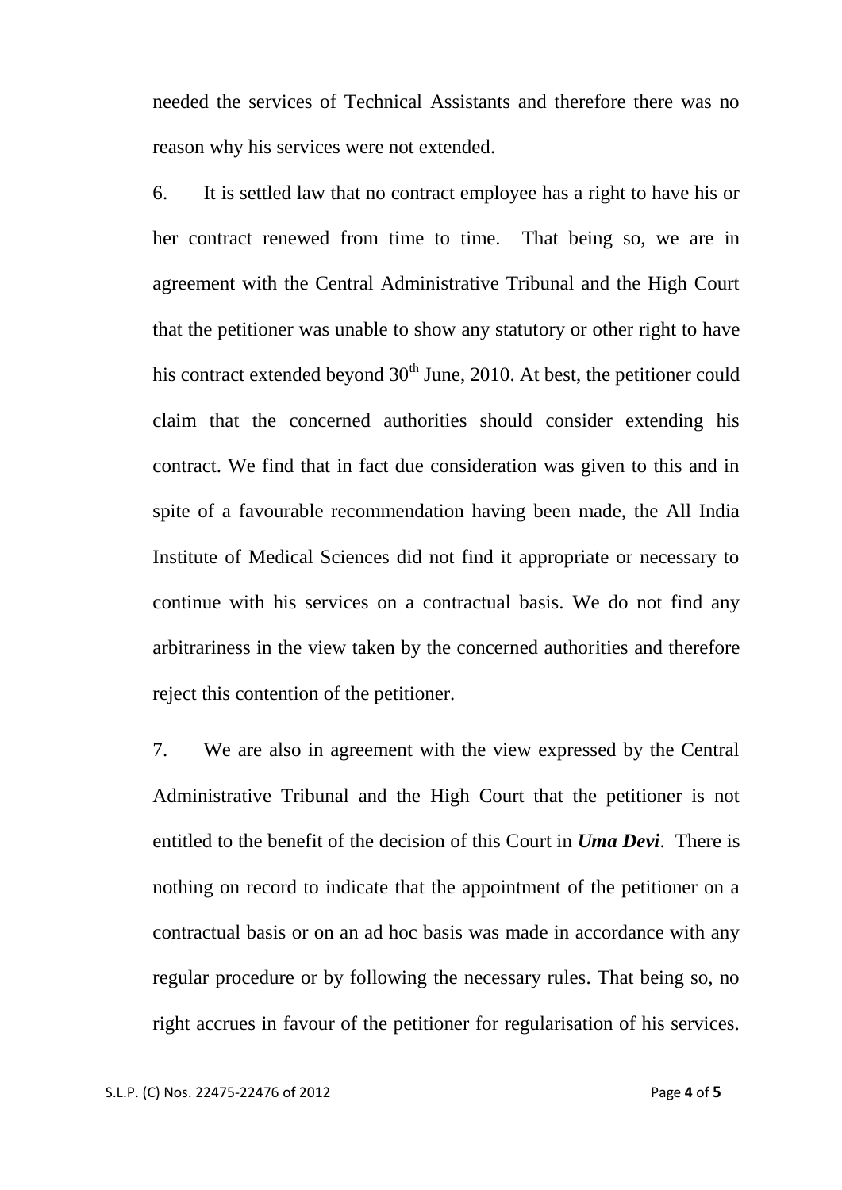needed the services of Technical Assistants and therefore there was no reason why his services were not extended.

6. It is settled law that no contract employee has a right to have his or her contract renewed from time to time. That being so, we are in agreement with the Central Administrative Tribunal and the High Court that the petitioner was unable to show any statutory or other right to have his contract extended beyond 30th June, 2010. At best, the petitioner could claim that the concerned authorities should consider extending his contract. We find that in fact due consideration was given to this and in spite of a favourable recommendation having been made, the All India Institute of Medical Sciences did not find it appropriate or necessary to continue with his services on a contractual basis. We do not find any arbitrariness in the view taken by the concerned authorities and therefore reject this contention of the petitioner.

7. We are also in agreement with the view expressed by the Central Administrative Tribunal and the High Court that the petitioner is not entitled to the benefit of the decision of this Court in ***Uma Devi***. There is nothing on record to indicate that the appointment of the petitioner on a contractual basis or on an ad hoc basis was made in accordance with any regular procedure or by following the necessary rules. That being so, no right accrues in favour of the petitioner for regularisation of his services.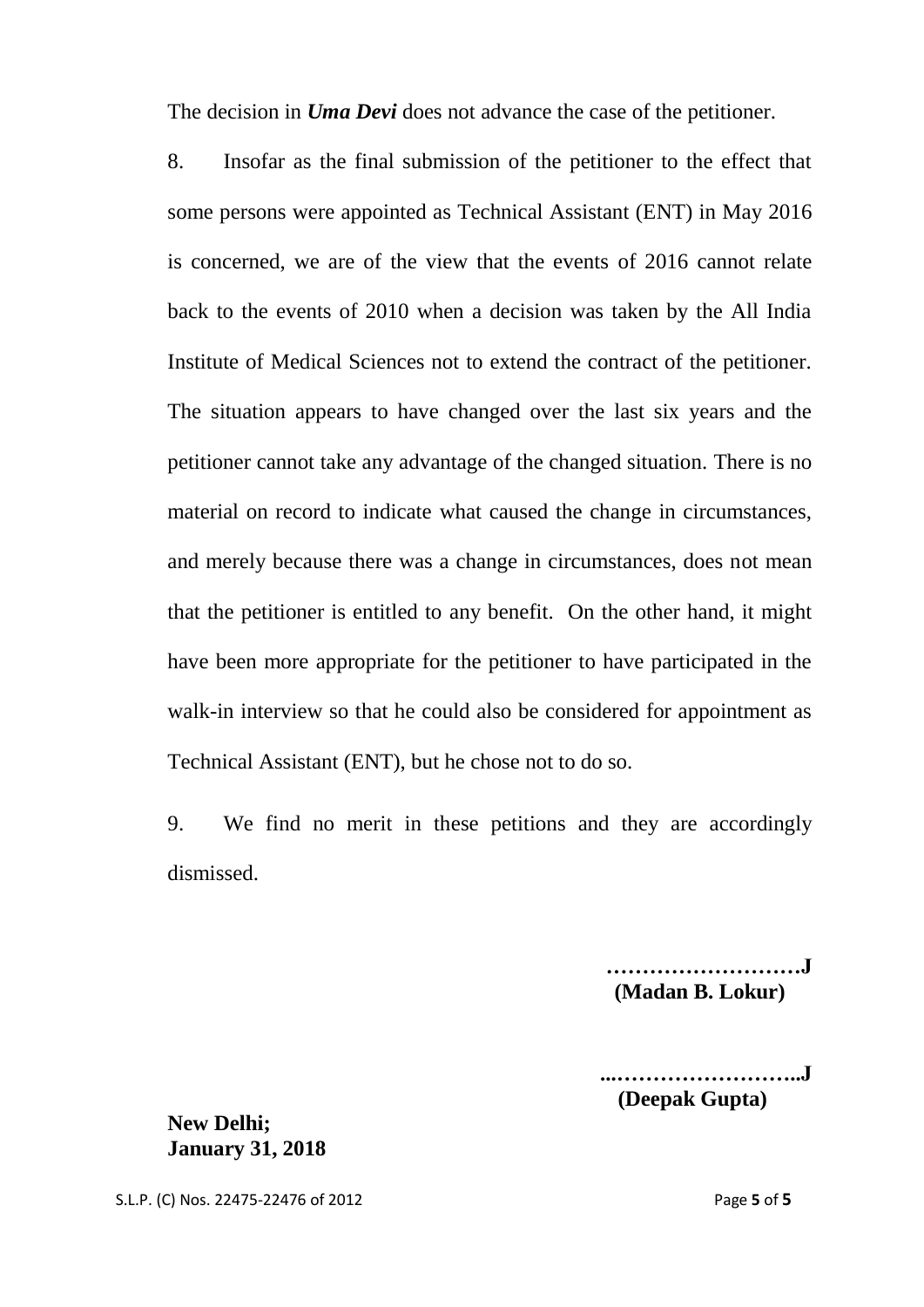The decision in ***Uma Devi*** does not advance the case of the petitioner.

8. Insofar as the final submission of the petitioner to the effect that some persons were appointed as Technical Assistant (ENT) in May 2016 is concerned, we are of the view that the events of 2016 cannot relate back to the events of 2010 when a decision was taken by the All India Institute of Medical Sciences not to extend the contract of the petitioner. The situation appears to have changed over the last six years and the petitioner cannot take any advantage of the changed situation. There is no material on record to indicate what caused the change in circumstances, and merely because there was a change in circumstances, does not mean that the petitioner is entitled to any benefit. On the other hand, it might have been more appropriate for the petitioner to have participated in the walk-in interview so that he could also be considered for appointment as Technical Assistant (ENT), but he chose not to do so.

9. We find no merit in these petitions and they are accordingly dismissed.

**……………………….J**
**(Madan B. Lokur)**

**...……………………..J**
**(Deepak Gupta)**

**New Delhi;**
**January 31, 2018**